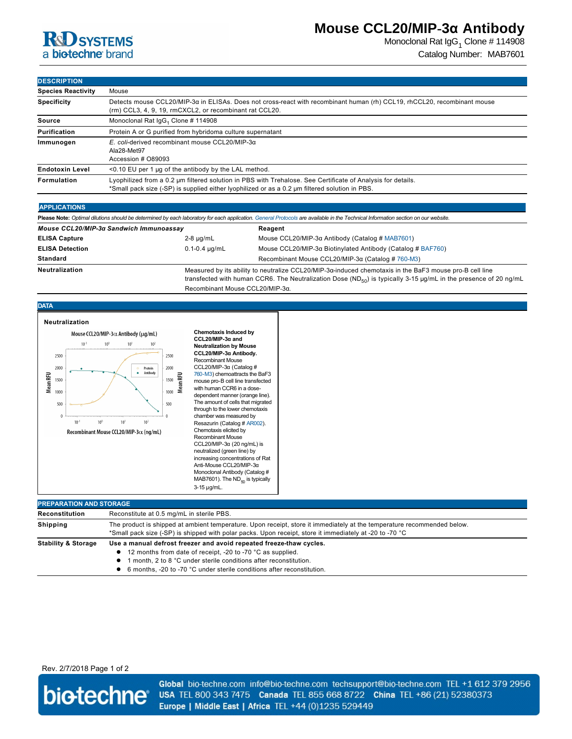# Mouse CCL20/MIP-3α Antibody

Monoclonal Rat $IgG_1$ Clone # 114908

Catalog Number: MAB7601

## DESCRIPTION

| | |
|---|---|
| **Species Reactivity** | Mouse |
| **Specificity** | Detects mouse CCL20/MIP-3α in ELISAs. Does not cross-react with recombinant human (rh) CCL19, rhCCL20, recombinant mouse (rm) CCL3, 4, 9, 19, rmCXCL2, or recombinant rat CCL20. |
| **Source** | Monoclonal Rat $IgG_1$ Clone # 114908 |
| **Purification** | Protein A or G purified from hybridoma culture supernatant |
| **Immunogen** | *E. coli*-derived recombinant mouse CCL20/MIP-3α<br>Ala28-Met97<br>Accession # O89093 |
| **Endotoxin Level** | <0.10 EU per 1 μg of the antibody by the LAL method. |
| **Formulation** | Lyophilized from a 0.2 μm filtered solution in PBS with Trehalose. See Certificate of Analysis for details.<br>*Small pack size (-SP) is supplied either lyophilized or as a 0.2 μm filtered solution in PBS. |

## APPLICATIONS

**Please Note:** *Optimal dilutions should be determined by each laboratory for each application. General Protocols are available in the Technical Information section on our website.*

| ***Mouse CCL20/MIP-3α Sandwich Immunoassay*** | | **Reagent** |
|---|---|---|
| **ELISA Capture** | 2-8 μg/mL | Mouse CCL20/MIP-3α Antibody (Catalog # MAB7601) |
| **ELISA Detection** | 0.1-0.4 μg/mL | Mouse CCL20/MIP-3α Biotinylated Antibody (Catalog # BAF760) |
| **Standard** | | Recombinant Mouse CCL20/MIP-3α (Catalog # 760-M3) |

**Neutralization**: Measured by its ability to neutralize CCL20/MIP-3α-induced chemotaxis in the BaF3 mouse pro-B cell line transfected with human CCR6. The Neutralization Dose ($ND_{50}$) is typically 3-15 μg/mL in the presence of 20 ng/mL Recombinant Mouse CCL20/MIP-3α.

## DATA

### Neutralization

**Chemotaxis Induced by CCL20/MIP-3α and Neutralization by Mouse CCL20/MIP-3α Antibody.** Recombinant Mouse CCL20/MIP-3α (Catalog # 760-M3) chemoattracts the BaF3 mouse pro-B cell line transfected with human CCR6 in a dose-dependent manner (orange line). The amount of cells that migrated through to the lower chemotaxis chamber was measured by Resazurin (Catalog # AR002). Chemotaxis elicited by Recombinant Mouse CCL20/MIP-3α (20 ng/mL) is neutralized (green line) by increasing concentrations of Rat Anti-Mouse CCL20/MIP-3α Monoclonal Antibody (Catalog # MAB7601). The $ND_{50}$ is typically 3-15 μg/mL.

## PREPARATION AND STORAGE

| | |
|---|---|
| **Reconstitution** | Reconstitute at 0.5 mg/mL in sterile PBS. |
| **Shipping** | The product is shipped at ambient temperature. Upon receipt, store it immediately at the temperature recommended below.<br>*Small pack size (-SP) is shipped with polar packs. Upon receipt, store it immediately at -20 to -70 °C |
| **Stability & Storage** | **Use a manual defrost freezer and avoid repeated freeze-thaw cycles.**<br>• 12 months from date of receipt, -20 to -70 °C as supplied.<br>• 1 month, 2 to 8 °C under sterile conditions after reconstitution.<br>• 6 months, -20 to -70 °C under sterile conditions after reconstitution. |

Rev. 2/7/2018

**Global** bio-techne.com info@bio-techne.com techsupport@bio-techne.com TEL +1 612 379 2956
**USA** TEL 800 343 7475 **Canada** TEL 855 668 8722 **China** TEL +86 (21) 52380373
**Europe | Middle East | Africa** TEL +44 (0)1235 529449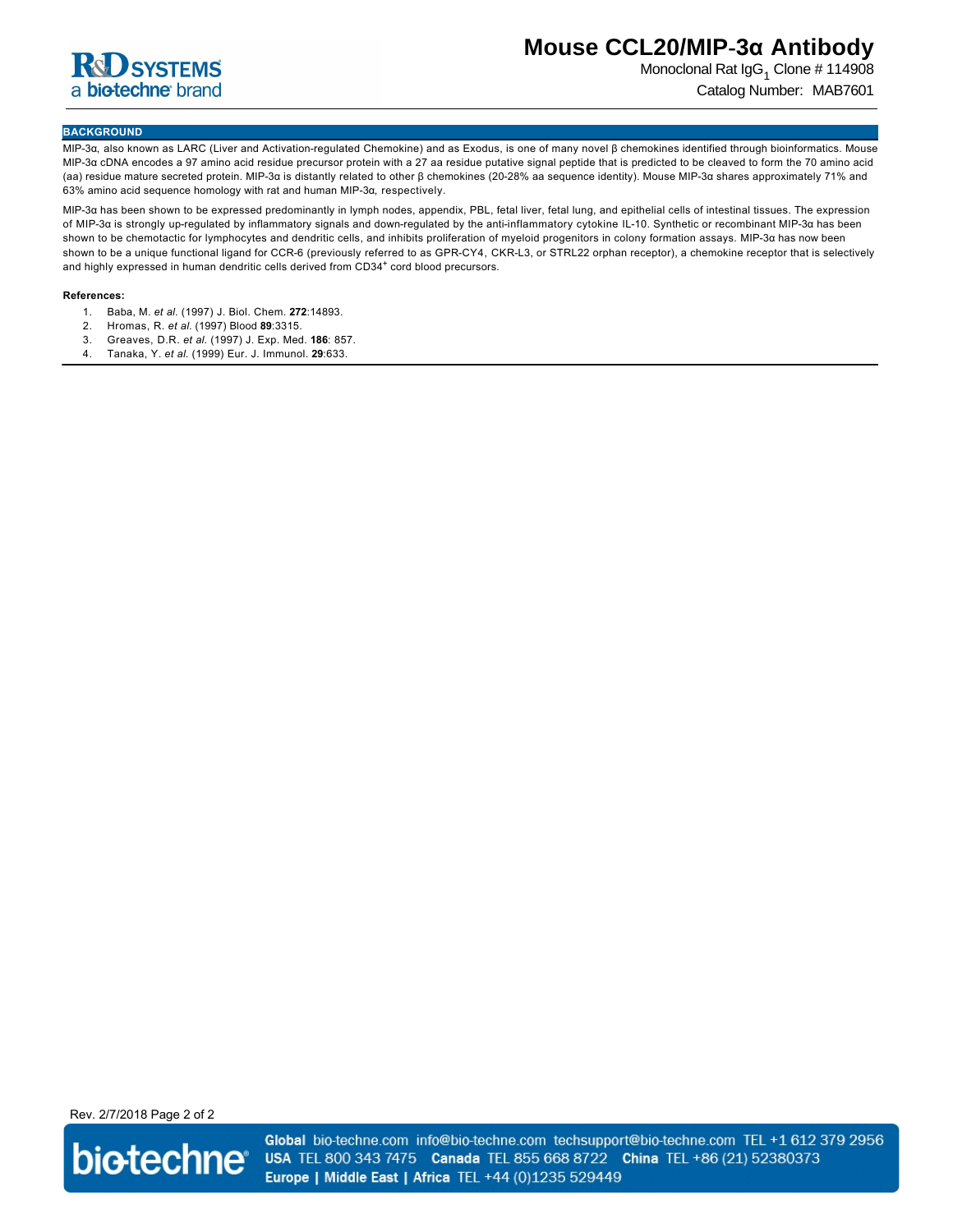# Mouse CCL20/MIP-3α Antibody

Monoclonal Rat $IgG_1$ Clone # 114908

Catalog Number: MAB7601

## BACKGROUND

MIP-3α, also known as LARC (Liver and Activation-regulated Chemokine) and as Exodus, is one of many novel β chemokines identified through bioinformatics. Mouse MIP-3α cDNA encodes a 97 amino acid residue precursor protein with a 27 aa residue putative signal peptide that is predicted to be cleaved to form the 70 amino acid (aa) residue mature secreted protein. MIP-3α is distantly related to other β chemokines (20-28% aa sequence identity). Mouse MIP-3α shares approximately 71% and 63% amino acid sequence homology with rat and human MIP-3α, respectively.

MIP-3α has been shown to be expressed predominantly in lymph nodes, appendix, PBL, fetal liver, fetal lung, and epithelial cells of intestinal tissues. The expression of MIP-3α is strongly up-regulated by inflammatory signals and down-regulated by the anti-inflammatory cytokine IL-10. Synthetic or recombinant MIP-3α has been shown to be chemotactic for lymphocytes and dendritic cells, and inhibits proliferation of myeloid progenitors in colony formation assays. MIP-3α has now been shown to be a unique functional ligand for CCR-6 (previously referred to as GPR-CY4, CKR-L3, or STRL22 orphan receptor), a chemokine receptor that is selectively and highly expressed in human dendritic cells derived from $CD34^+$ cord blood precursors.

**References:**

1. Baba, M. *et al*. (1997) J. Biol. Chem. **272**:14893.
2. Hromas, R. *et al*. (1997) Blood **89**:3315.
3. Greaves, D.R. *et al*. (1997) J. Exp. Med. **186**: 857.
4. Tanaka, Y. *et al*. (1999) Eur. J. Immunol. **29**:633.

Rev. 2/7/2018

**Global** bio-techne.com info@bio-techne.com techsupport@bio-techne.com TEL +1 612 379 2956
**USA** TEL 800 343 7475 **Canada** TEL 855 668 8722 **China** TEL +86 (21) 52380373
**Europe | Middle East | Africa** TEL +44 (0)1235 529449